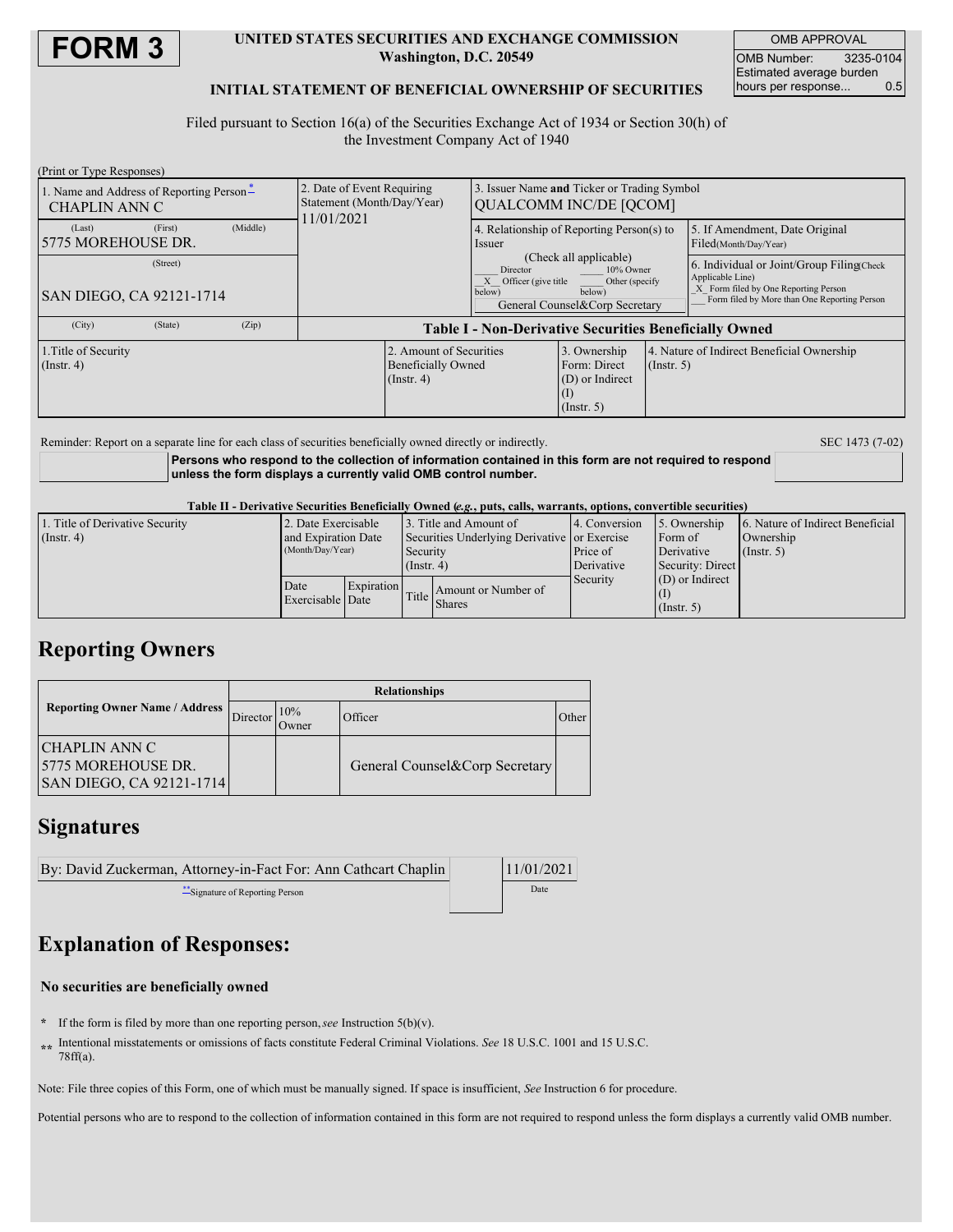# FORM 3

**UNITED STATES SECURITIES AND EXCHANGE COMMISSION**
**Washington, D.C. 20549**

**INITIAL STATEMENT OF BENEFICIAL OWNERSHIP OF SECURITIES**

| OMB APPROVAL | |
|---|---|
| OMB Number: | 3235-0104 |
| Estimated average burden hours per response... | 0.5 |

Filed pursuant to Section 16(a) of the Securities Exchange Act of 1934 or Section 30(h) of the Investment Company Act of 1940

(Print or Type Responses)

| 1. Name and Address of Reporting Person* | 2. Date of Event Requiring Statement (Month/Day/Year) | 3. Issuer Name and Ticker or Trading Symbol |
|---|---|---|
| CHAPLIN ANN C<br>(Last) (First) (Middle)<br>5775 MOREHOUSE DR.<br>(Street)<br>SAN DIEGO, CA 92121-1714<br>(City) (State) (Zip) | 11/01/2021 | QUALCOMM INC/DE [QCOM] |

| 4. Relationship of Reporting Person(s) to Issuer (Check all applicable) | 5. If Amendment, Date Original Filed (Month/Day/Year) | 6. Individual or Joint/Group Filing (Check Applicable Line) |
|---|---|---|
| ___ Director ___ 10% Owner<br>_X_ Officer (give title below) ___ Other (specify below)<br>General Counsel&Corp Secretary | | _X_ Form filed by One Reporting Person<br>___ Form filed by More than One Reporting Person |

**Table I - Non-Derivative Securities Beneficially Owned**

| 1.Title of Security (Instr. 4) | 2. Amount of Securities Beneficially Owned (Instr. 4) | 3. Ownership Form: Direct (D) or Indirect (I) (Instr. 5) | 4. Nature of Indirect Beneficial Ownership (Instr. 5) |
|---|---|---|---|

Reminder: Report on a separate line for each class of securities beneficially owned directly or indirectly.

SEC 1473 (7-02)

**Persons who respond to the collection of information contained in this form are not required to respond unless the form displays a currently valid OMB control number.**

**Table II - Derivative Securities Beneficially Owned (*e.g.*, puts, calls, warrants, options, convertible securities)**

| 1. Title of Derivative Security (Instr. 4) | 2. Date Exercisable and Expiration Date (Month/Day/Year) | | 3. Title and Amount of Securities Underlying Derivative Security (Instr. 4) | | 4. Conversion or Exercise Price of Derivative Security | 5. Ownership Form of Derivative Security: Direct (D) or Indirect (I) (Instr. 5) | 6. Nature of Indirect Beneficial Ownership (Instr. 5) |
|---|---|---|---|---|---|---|---|
| | Date Exercisable | Expiration Date | Title | Amount or Number of Shares | | | |

## Reporting Owners

| Reporting Owner Name / Address | Relationships | | | |
|---|---|---|---|---|
| | Director | 10% Owner | Officer | Other |
| CHAPLIN ANN C<br>5775 MOREHOUSE DR.<br>SAN DIEGO, CA 92121-1714 | | | General Counsel&Corp Secretary | |

## Signatures

| By: David Zuckerman, Attorney-in-Fact For: Ann Cathcart Chaplin | 11/01/2021 |
|---|---|
| **Signature of Reporting Person | Date |

## Explanation of Responses:

**No securities are beneficially owned**

* If the form is filed by more than one reporting person, *see* Instruction 5(b)(v).

** Intentional misstatements or omissions of facts constitute Federal Criminal Violations. *See* 18 U.S.C. 1001 and 15 U.S.C. 78ff(a).

Note: File three copies of this Form, one of which must be manually signed. If space is insufficient, *See* Instruction 6 for procedure.

Potential persons who are to respond to the collection of information contained in this form are not required to respond unless the form displays a currently valid OMB number.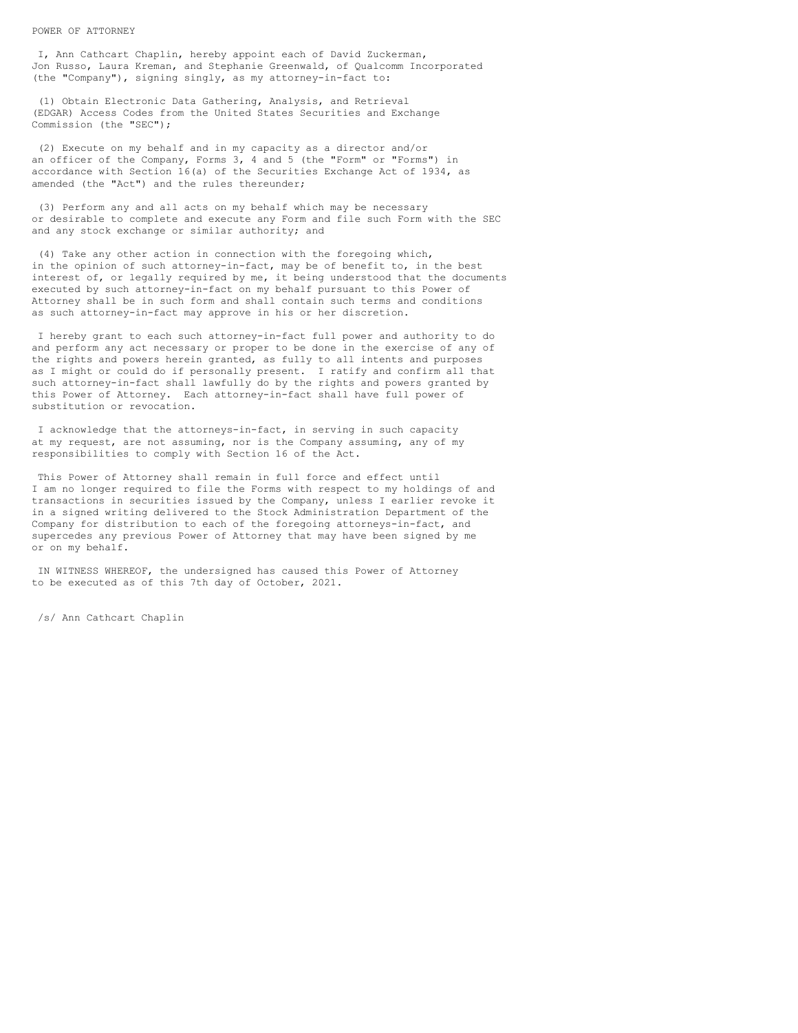POWER OF ATTORNEY

I, Ann Cathcart Chaplin, hereby appoint each of David Zuckerman, Jon Russo, Laura Kreman, and Stephanie Greenwald, of Qualcomm Incorporated (the "Company"), signing singly, as my attorney-in-fact to:

(1) Obtain Electronic Data Gathering, Analysis, and Retrieval (EDGAR) Access Codes from the United States Securities and Exchange Commission (the "SEC");

(2) Execute on my behalf and in my capacity as a director and/or an officer of the Company, Forms 3, 4 and 5 (the "Form" or "Forms") in accordance with Section 16(a) of the Securities Exchange Act of 1934, as amended (the "Act") and the rules thereunder;

(3) Perform any and all acts on my behalf which may be necessary or desirable to complete and execute any Form and file such Form with the SEC and any stock exchange or similar authority; and

(4) Take any other action in connection with the foregoing which, in the opinion of such attorney-in-fact, may be of benefit to, in the best interest of, or legally required by me, it being understood that the documents executed by such attorney-in-fact on my behalf pursuant to this Power of Attorney shall be in such form and shall contain such terms and conditions as such attorney-in-fact may approve in his or her discretion.

I hereby grant to each such attorney-in-fact full power and authority to do and perform any act necessary or proper to be done in the exercise of any of the rights and powers herein granted, as fully to all intents and purposes as I might or could do if personally present. I ratify and confirm all that such attorney-in-fact shall lawfully do by the rights and powers granted by this Power of Attorney. Each attorney-in-fact shall have full power of substitution or revocation.

I acknowledge that the attorneys-in-fact, in serving in such capacity at my request, are not assuming, nor is the Company assuming, any of my responsibilities to comply with Section 16 of the Act.

This Power of Attorney shall remain in full force and effect until I am no longer required to file the Forms with respect to my holdings of and transactions in securities issued by the Company, unless I earlier revoke it in a signed writing delivered to the Stock Administration Department of the Company for distribution to each of the foregoing attorneys-in-fact, and supercedes any previous Power of Attorney that may have been signed by me or on my behalf.

IN WITNESS WHEREOF, the undersigned has caused this Power of Attorney to be executed as of this 7th day of October, 2021.

/s/ Ann Cathcart Chaplin